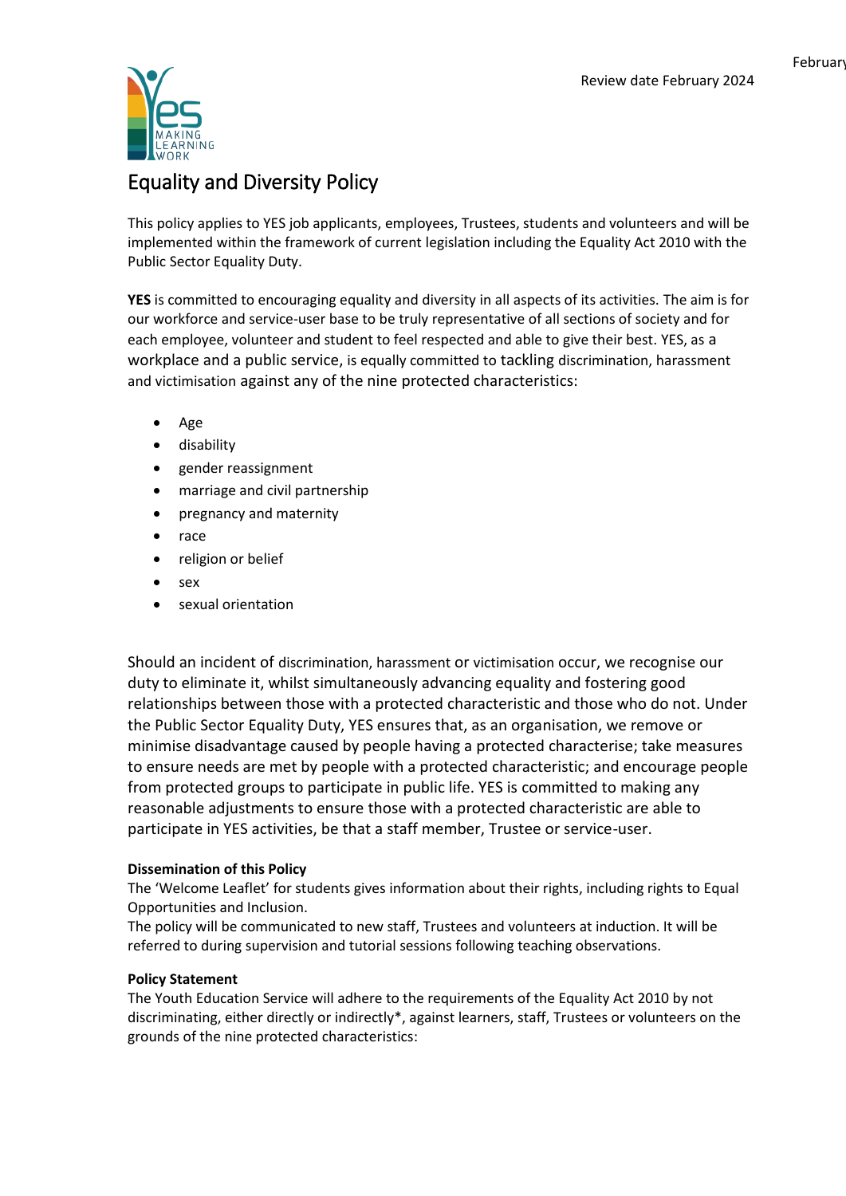Review date February 2024

# Equality and Diversity Policy

This policy applies to YES job applicants, employees, Trustees, students and volunteers and will be implemented within the framework of current legislation including the Equality Act 2010 with the Public Sector Equality Duty.

**YES** is committed to encouraging equality and diversity in all aspects of its activities. The aim is for our workforce and service-user base to be truly representative of all sections of society and for each employee, volunteer and student to feel respected and able to give their best. YES, as a workplace and a public service, is equally committed to tackling discrimination, harassment and victimisation against any of the nine protected characteristics:

- Age
- disability
- gender reassignment
- marriage and civil partnership
- pregnancy and maternity
- race
- religion or belief
- sex
- sexual orientation

Should an incident of discrimination, harassment or victimisation occur, we recognise our duty to eliminate it, whilst simultaneously advancing equality and fostering good relationships between those with a protected characteristic and those who do not. Under the Public Sector Equality Duty, YES ensures that, as an organisation, we remove or minimise disadvantage caused by people having a protected characterise; take measures to ensure needs are met by people with a protected characteristic; and encourage people from protected groups to participate in public life. YES is committed to making any reasonable adjustments to ensure those with a protected characteristic are able to participate in YES activities, be that a staff member, Trustee or service-user.

**Dissemination of this Policy**

The 'Welcome Leaflet' for students gives information about their rights, including rights to Equal Opportunities and Inclusion.

The policy will be communicated to new staff, Trustees and volunteers at induction. It will be referred to during supervision and tutorial sessions following teaching observations.

**Policy Statement**

The Youth Education Service will adhere to the requirements of the Equality Act 2010 by not discriminating, either directly or indirectly*, against learners, staff, Trustees or volunteers on the grounds of the nine protected characteristics: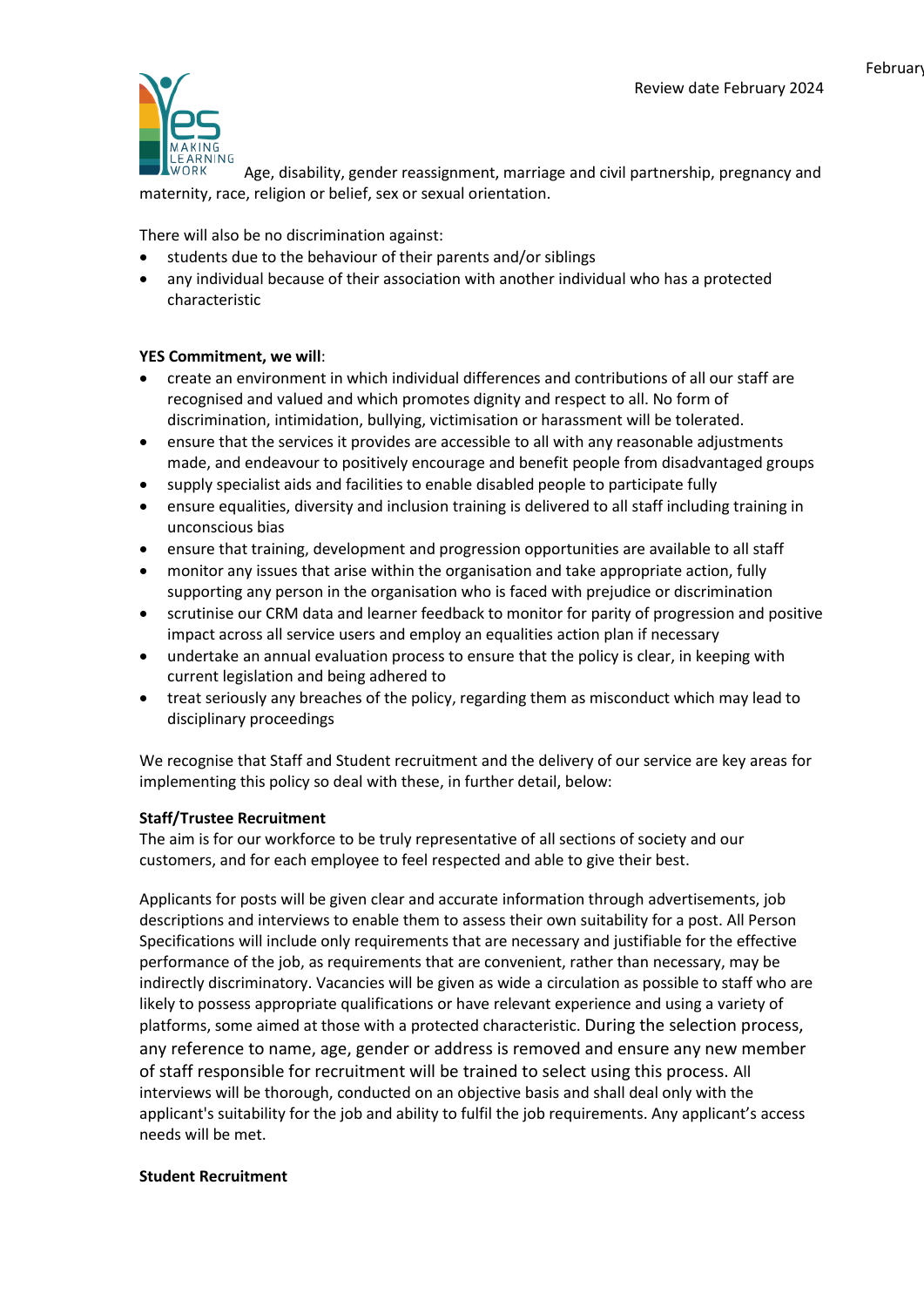Age, disability, gender reassignment, marriage and civil partnership, pregnancy and maternity, race, religion or belief, sex or sexual orientation.

There will also be no discrimination against:

- students due to the behaviour of their parents and/or siblings
- any individual because of their association with another individual who has a protected characteristic

**YES Commitment, we will**:

- create an environment in which individual differences and contributions of all our staff are recognised and valued and which promotes dignity and respect to all. No form of discrimination, intimidation, bullying, victimisation or harassment will be tolerated.
- ensure that the services it provides are accessible to all with any reasonable adjustments made, and endeavour to positively encourage and benefit people from disadvantaged groups
- supply specialist aids and facilities to enable disabled people to participate fully
- ensure equalities, diversity and inclusion training is delivered to all staff including training in unconscious bias
- ensure that training, development and progression opportunities are available to all staff
- monitor any issues that arise within the organisation and take appropriate action, fully supporting any person in the organisation who is faced with prejudice or discrimination
- scrutinise our CRM data and learner feedback to monitor for parity of progression and positive impact across all service users and employ an equalities action plan if necessary
- undertake an annual evaluation process to ensure that the policy is clear, in keeping with current legislation and being adhered to
- treat seriously any breaches of the policy, regarding them as misconduct which may lead to disciplinary proceedings

We recognise that Staff and Student recruitment and the delivery of our service are key areas for implementing this policy so deal with these, in further detail, below:

**Staff/Trustee Recruitment**

The aim is for our workforce to be truly representative of all sections of society and our customers, and for each employee to feel respected and able to give their best.

Applicants for posts will be given clear and accurate information through advertisements, job descriptions and interviews to enable them to assess their own suitability for a post. All Person Specifications will include only requirements that are necessary and justifiable for the effective performance of the job, as requirements that are convenient, rather than necessary, may be indirectly discriminatory. Vacancies will be given as wide a circulation as possible to staff who are likely to possess appropriate qualifications or have relevant experience and using a variety of platforms, some aimed at those with a protected characteristic. During the selection process, any reference to name, age, gender or address is removed and ensure any new member of staff responsible for recruitment will be trained to select using this process. All interviews will be thorough, conducted on an objective basis and shall deal only with the applicant's suitability for the job and ability to fulfil the job requirements. Any applicant's access needs will be met.

**Student Recruitment**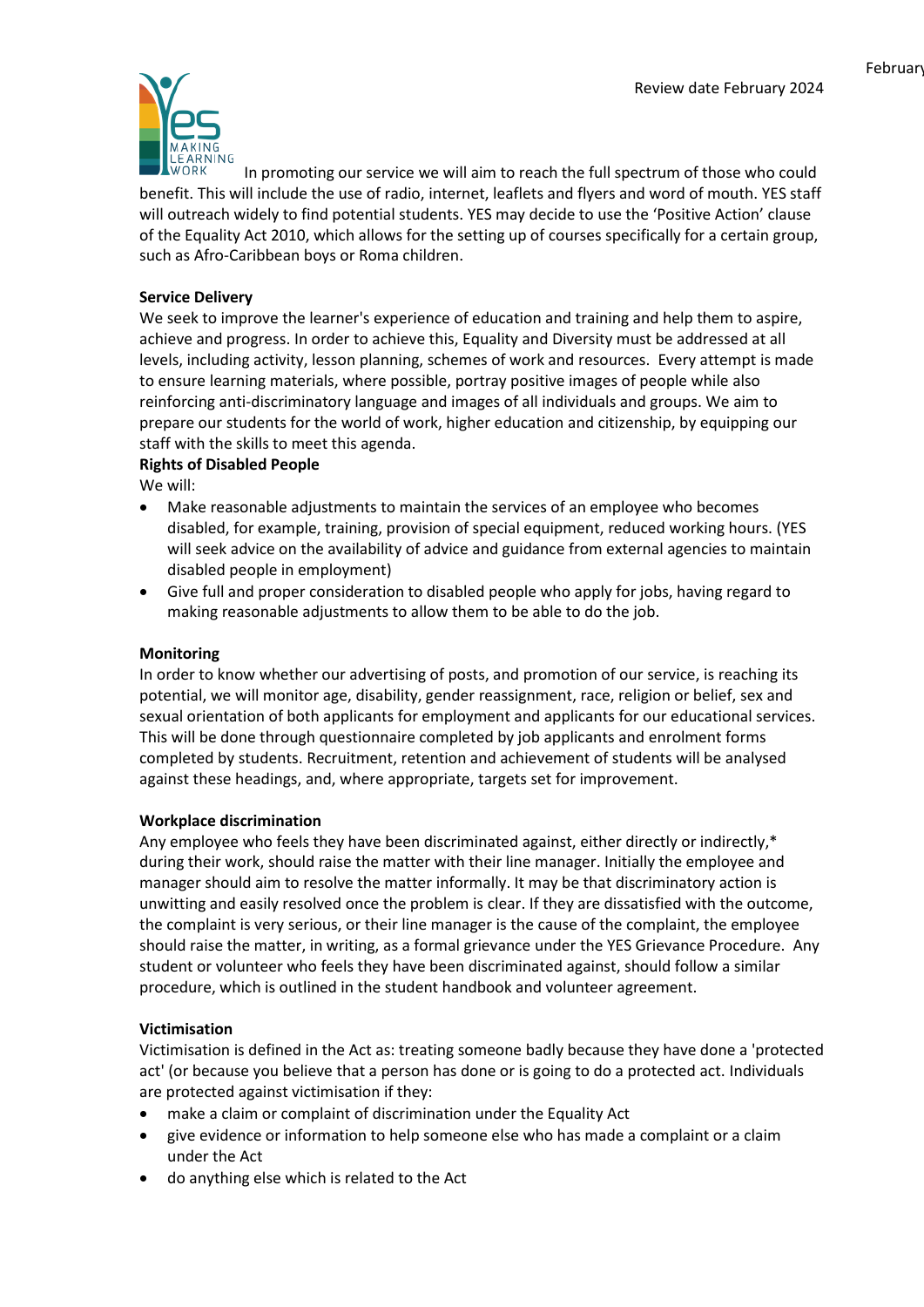In promoting our service we will aim to reach the full spectrum of those who could benefit. This will include the use of radio, internet, leaflets and flyers and word of mouth. YES staff will outreach widely to find potential students. YES may decide to use the 'Positive Action' clause of the Equality Act 2010, which allows for the setting up of courses specifically for a certain group, such as Afro-Caribbean boys or Roma children.

**Service Delivery**

We seek to improve the learner's experience of education and training and help them to aspire, achieve and progress. In order to achieve this, Equality and Diversity must be addressed at all levels, including activity, lesson planning, schemes of work and resources. Every attempt is made to ensure learning materials, where possible, portray positive images of people while also reinforcing anti-discriminatory language and images of all individuals and groups. We aim to prepare our students for the world of work, higher education and citizenship, by equipping our staff with the skills to meet this agenda.

**Rights of Disabled People**

We will:

- Make reasonable adjustments to maintain the services of an employee who becomes disabled, for example, training, provision of special equipment, reduced working hours. (YES will seek advice on the availability of advice and guidance from external agencies to maintain disabled people in employment)
- Give full and proper consideration to disabled people who apply for jobs, having regard to making reasonable adjustments to allow them to be able to do the job.

**Monitoring**

In order to know whether our advertising of posts, and promotion of our service, is reaching its potential, we will monitor age, disability, gender reassignment, race, religion or belief, sex and sexual orientation of both applicants for employment and applicants for our educational services. This will be done through questionnaire completed by job applicants and enrolment forms completed by students. Recruitment, retention and achievement of students will be analysed against these headings, and, where appropriate, targets set for improvement.

**Workplace discrimination**

Any employee who feels they have been discriminated against, either directly or indirectly,* during their work, should raise the matter with their line manager. Initially the employee and manager should aim to resolve the matter informally. It may be that discriminatory action is unwitting and easily resolved once the problem is clear. If they are dissatisfied with the outcome, the complaint is very serious, or their line manager is the cause of the complaint, the employee should raise the matter, in writing, as a formal grievance under the YES Grievance Procedure. Any student or volunteer who feels they have been discriminated against, should follow a similar procedure, which is outlined in the student handbook and volunteer agreement.

**Victimisation**

Victimisation is defined in the Act as: treating someone badly because they have done a 'protected act' (or because you believe that a person has done or is going to do a protected act. Individuals are protected against victimisation if they:

- make a claim or complaint of discrimination under the Equality Act
- give evidence or information to help someone else who has made a complaint or a claim under the Act
- do anything else which is related to the Act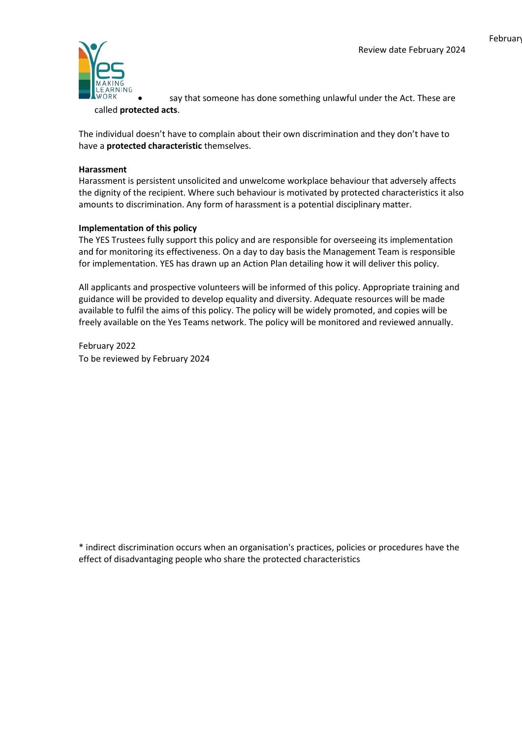- say that someone has done something unlawful under the Act. These are called **protected acts**.

The individual doesn't have to complain about their own discrimination and they don't have to have a **protected characteristic** themselves.

**Harassment**
Harassment is persistent unsolicited and unwelcome workplace behaviour that adversely affects the dignity of the recipient. Where such behaviour is motivated by protected characteristics it also amounts to discrimination. Any form of harassment is a potential disciplinary matter.

**Implementation of this policy**
The YES Trustees fully support this policy and are responsible for overseeing its implementation and for monitoring its effectiveness. On a day to day basis the Management Team is responsible for implementation. YES has drawn up an Action Plan detailing how it will deliver this policy.

All applicants and prospective volunteers will be informed of this policy. Appropriate training and guidance will be provided to develop equality and diversity. Adequate resources will be made available to fulfil the aims of this policy. The policy will be widely promoted, and copies will be freely available on the Yes Teams network. The policy will be monitored and reviewed annually.

February 2022
To be reviewed by February 2024

* indirect discrimination occurs when an organisation's practices, policies or procedures have the effect of disadvantaging people who share the protected characteristics